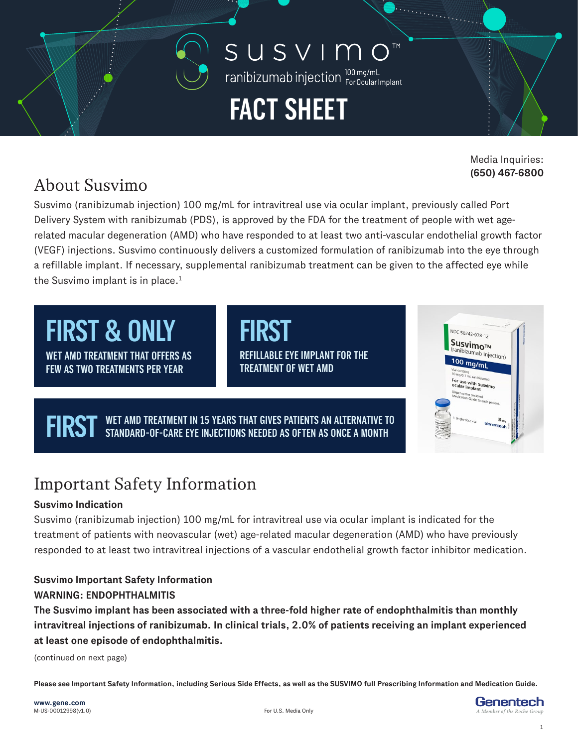# Susvimo™

ranibizumab injection 100 mg/mL For Ocular Implant

# FACT SHEET

Media Inquiries:
**(650) 467-6800**

## About Susvimo

Susvimo (ranibizumab injection) 100 mg/mL for intravitreal use via ocular implant, previously called Port Delivery System with ranibizumab (PDS), is approved by the FDA for the treatment of people with wet age-related macular degeneration (AMD) who have responded to at least two anti-vascular endothelial growth factor (VEGF) injections. Susvimo continuously delivers a customized formulation of ranibizumab into the eye through a refillable implant. If necessary, supplemental ranibizumab treatment can be given to the affected eye while the Susvimo implant is in place.[1]

**FIRST & ONLY**
WET AMD TREATMENT THAT OFFERS AS FEW AS TWO TREATMENTS PER YEAR

**FIRST**
REFILLABLE EYE IMPLANT FOR THE TREATMENT OF WET AMD

**FIRST**
WET AMD TREATMENT IN 15 YEARS THAT GIVES PATIENTS AN ALTERNATIVE TO STANDARD-OF-CARE EYE INJECTIONS NEEDED AS OFTEN AS ONCE A MONTH

## Important Safety Information

**Susvimo Indication**

Susvimo (ranibizumab injection) 100 mg/mL for intravitreal use via ocular implant is indicated for the treatment of patients with neovascular (wet) age-related macular degeneration (AMD) who have previously responded to at least two intravitreal injections of a vascular endothelial growth factor inhibitor medication.

**Susvimo Important Safety Information**

**WARNING: ENDOPHTHALMITIS**

**The Susvimo implant has been associated with a three-fold higher rate of endophthalmitis than monthly intravitreal injections of ranibizumab. In clinical trials, 2.0% of patients receiving an implant experienced at least one episode of endophthalmitis.**

(continued on next page)

**Please see Important Safety Information, including Serious Side Effects, as well as the SUSVIMO full Prescribing Information and Medication Guide.**

**www.gene.com**
M-US-00012998(v1.0)

For U.S. Media Only

Genentech
*A Member of the Roche Group*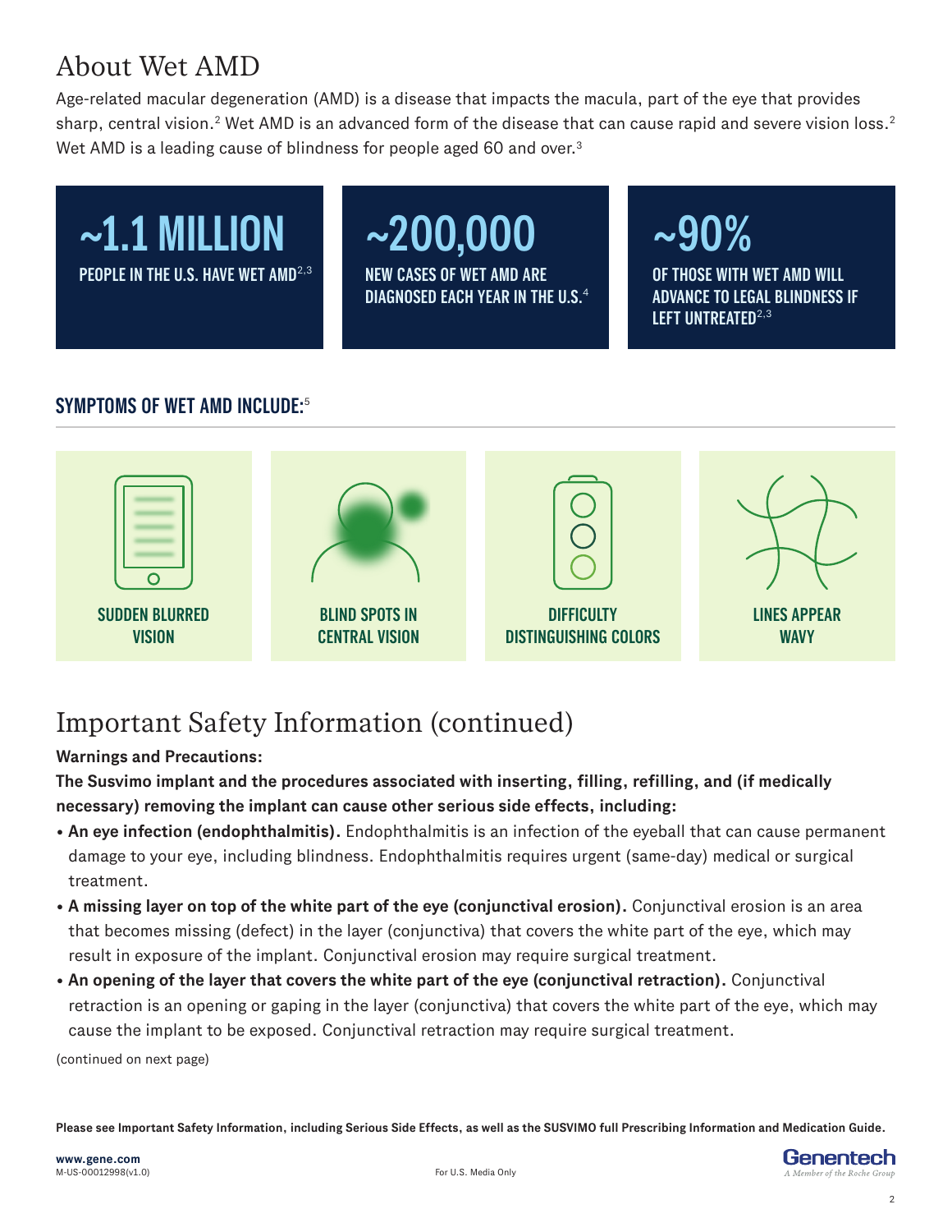# About Wet AMD

Age-related macular degeneration (AMD) is a disease that impacts the macula, part of the eye that provides sharp, central vision.[2] Wet AMD is an advanced form of the disease that can cause rapid and severe vision loss.[2] Wet AMD is a leading cause of blindness for people aged 60 and over.[3]

**~1.1 MILLION**
PEOPLE IN THE U.S. HAVE WET AMD[2,3]

**~200,000**
NEW CASES OF WET AMD ARE DIAGNOSED EACH YEAR IN THE U.S.[4]

**~90%**
OF THOSE WITH WET AMD WILL ADVANCE TO LEGAL BLINDNESS IF LEFT UNTREATED[2,3]

### SYMPTOMS OF WET AMD INCLUDE:[5]

- SUDDEN BLURRED VISION
- BLIND SPOTS IN CENTRAL VISION
- DIFFICULTY DISTINGUISHING COLORS
- LINES APPEAR WAVY

# Important Safety Information (continued)

**Warnings and Precautions:**

**The Susvimo implant and the procedures associated with inserting, filling, refilling, and (if medically necessary) removing the implant can cause other serious side effects, including:**

- **An eye infection (endophthalmitis).** Endophthalmitis is an infection of the eyeball that can cause permanent damage to your eye, including blindness. Endophthalmitis requires urgent (same-day) medical or surgical treatment.
- **A missing layer on top of the white part of the eye (conjunctival erosion).** Conjunctival erosion is an area that becomes missing (defect) in the layer (conjunctiva) that covers the white part of the eye, which may result in exposure of the implant. Conjunctival erosion may require surgical treatment.
- **An opening of the layer that covers the white part of the eye (conjunctival retraction).** Conjunctival retraction is an opening or gaping in the layer (conjunctiva) that covers the white part of the eye, which may cause the implant to be exposed. Conjunctival retraction may require surgical treatment.

(continued on next page)

**Please see Important Safety Information, including Serious Side Effects, as well as the SUSVIMO full Prescribing Information and Medication Guide.**

**www.gene.com**
M-US-00012998(v1.0)

For U.S. Media Only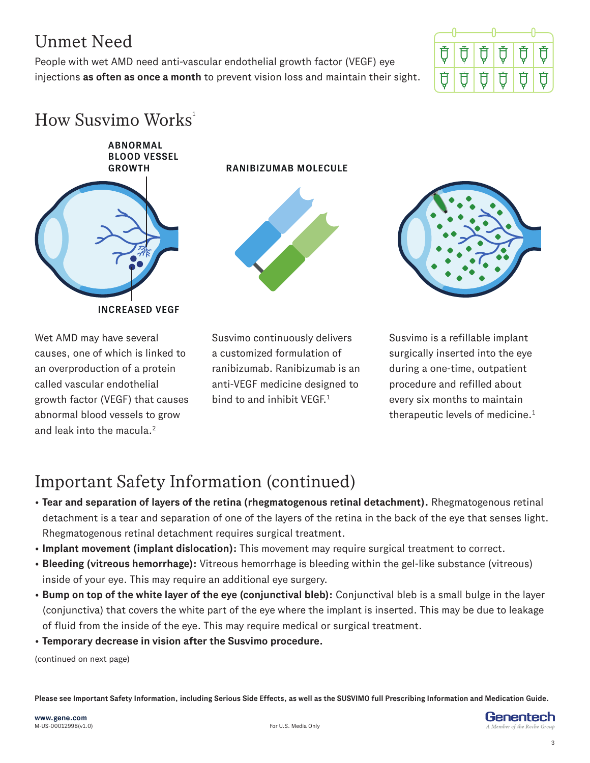## Unmet Need

People with wet AMD need anti-vascular endothelial growth factor (VEGF) eye injections **as often as once a month** to prevent vision loss and maintain their sight.

## How Susvimo Works[1]

ABNORMAL BLOOD VESSEL GROWTH

INCREASED VEGF

RANIBIZUMAB MOLECULE

Wet AMD may have several causes, one of which is linked to an overproduction of a protein called vascular endothelial growth factor (VEGF) that causes abnormal blood vessels to grow and leak into the macula.[2]

Susvimo continuously delivers a customized formulation of ranibizumab. Ranibizumab is an anti-VEGF medicine designed to bind to and inhibit VEGF.[1]

Susvimo is a refillable implant surgically inserted into the eye during a one-time, outpatient procedure and refilled about every six months to maintain therapeutic levels of medicine.[1]

## Important Safety Information (continued)

- **Tear and separation of layers of the retina (rhegmatogenous retinal detachment).** Rhegmatogenous retinal detachment is a tear and separation of one of the layers of the retina in the back of the eye that senses light. Rhegmatogenous retinal detachment requires surgical treatment.
- **Implant movement (implant dislocation):** This movement may require surgical treatment to correct.
- **Bleeding (vitreous hemorrhage):** Vitreous hemorrhage is bleeding within the gel-like substance (vitreous) inside of your eye. This may require an additional eye surgery.
- **Bump on top of the white layer of the eye (conjunctival bleb):** Conjunctival bleb is a small bulge in the layer (conjunctiva) that covers the white part of the eye where the implant is inserted. This may be due to leakage of fluid from the inside of the eye. This may require medical or surgical treatment.
- **Temporary decrease in vision after the Susvimo procedure.**

(continued on next page)

**Please see Important Safety Information, including Serious Side Effects, as well as the SUSVIMO full Prescribing Information and Medication Guide.**

**www.gene.com**
M-US-00012998(v1.0)

For U.S. Media Only

Genentech
A Member of the Roche Group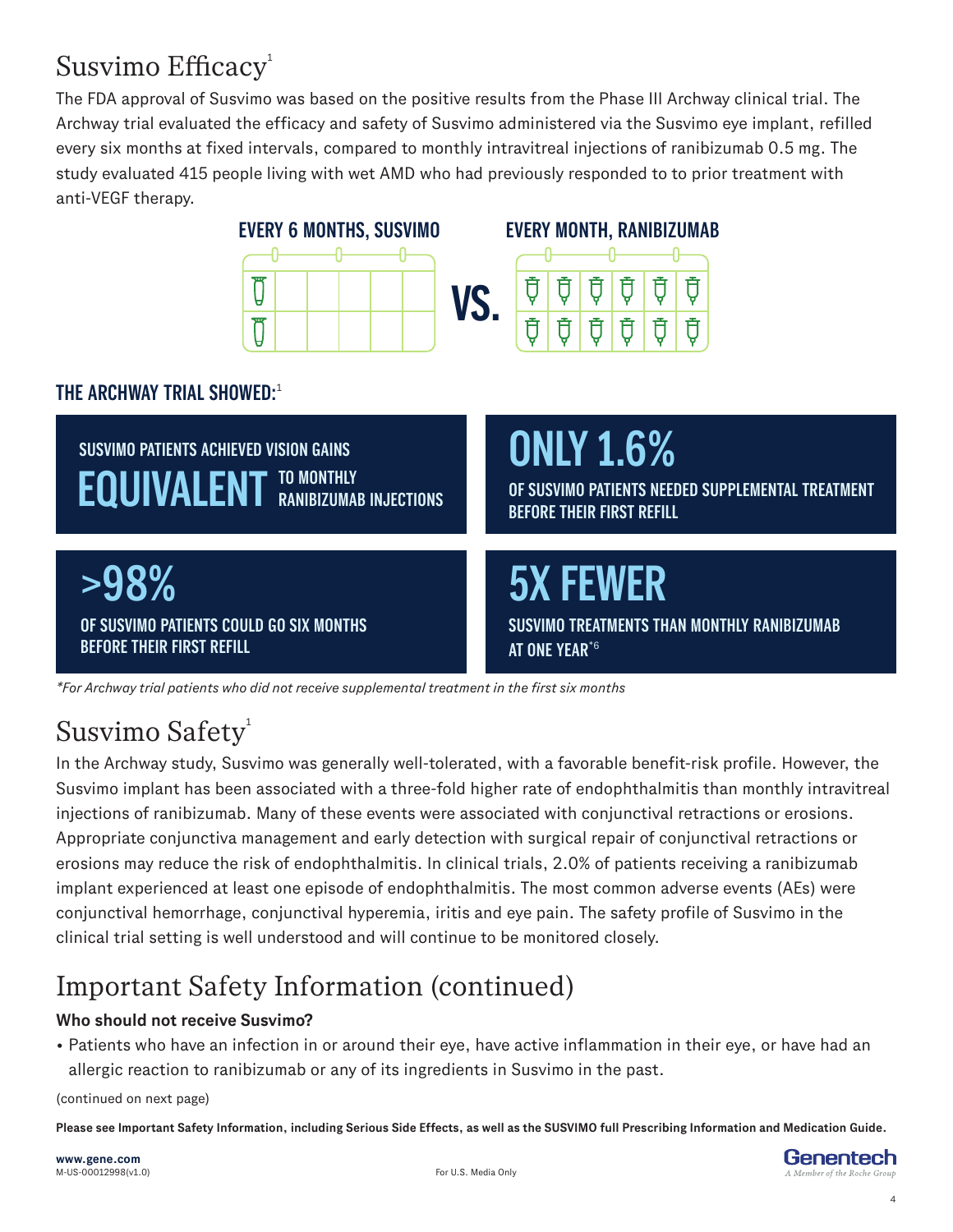## Susvimo Efficacy[1]

The FDA approval of Susvimo was based on the positive results from the Phase III Archway clinical trial. The Archway trial evaluated the efficacy and safety of Susvimo administered via the Susvimo eye implant, refilled every six months at fixed intervals, compared to monthly intravitreal injections of ranibizumab 0.5 mg. The study evaluated 415 people living with wet AMD who had previously responded to to prior treatment with anti-VEGF therapy.

**EVERY 6 MONTHS, SUSVIMO** VS. **EVERY MONTH, RANIBIZUMAB**

### THE ARCHWAY TRIAL SHOWED:[1]

**SUSVIMO PATIENTS ACHIEVED VISION GAINS EQUIVALENT TO MONTHLY RANIBIZUMAB INJECTIONS**

**ONLY 1.6%** OF SUSVIMO PATIENTS NEEDED SUPPLEMENTAL TREATMENT BEFORE THEIR FIRST REFILL

**>98%** OF SUSVIMO PATIENTS COULD GO SIX MONTHS BEFORE THEIR FIRST REFILL

**5X FEWER** SUSVIMO TREATMENTS THAN MONTHLY RANIBIZUMAB AT ONE YEAR[*6]

*\*For Archway trial patients who did not receive supplemental treatment in the first six months*

## Susvimo Safety[1]

In the Archway study, Susvimo was generally well-tolerated, with a favorable benefit-risk profile. However, the Susvimo implant has been associated with a three-fold higher rate of endophthalmitis than monthly intravitreal injections of ranibizumab. Many of these events were associated with conjunctival retractions or erosions. Appropriate conjunctiva management and early detection with surgical repair of conjunctival retractions or erosions may reduce the risk of endophthalmitis. In clinical trials, 2.0% of patients receiving a ranibizumab implant experienced at least one episode of endophthalmitis. The most common adverse events (AEs) were conjunctival hemorrhage, conjunctival hyperemia, iritis and eye pain. The safety profile of Susvimo in the clinical trial setting is well understood and will continue to be monitored closely.

## Important Safety Information (continued)

**Who should not receive Susvimo?**

- Patients who have an infection in or around their eye, have active inflammation in their eye, or have had an allergic reaction to ranibizumab or any of its ingredients in Susvimo in the past.

(continued on next page)

**Please see Important Safety Information, including Serious Side Effects, as well as the SUSVIMO full Prescribing Information and Medication Guide.**

**www.gene.com**
M-US-00012998(v1.0)

For U.S. Media Only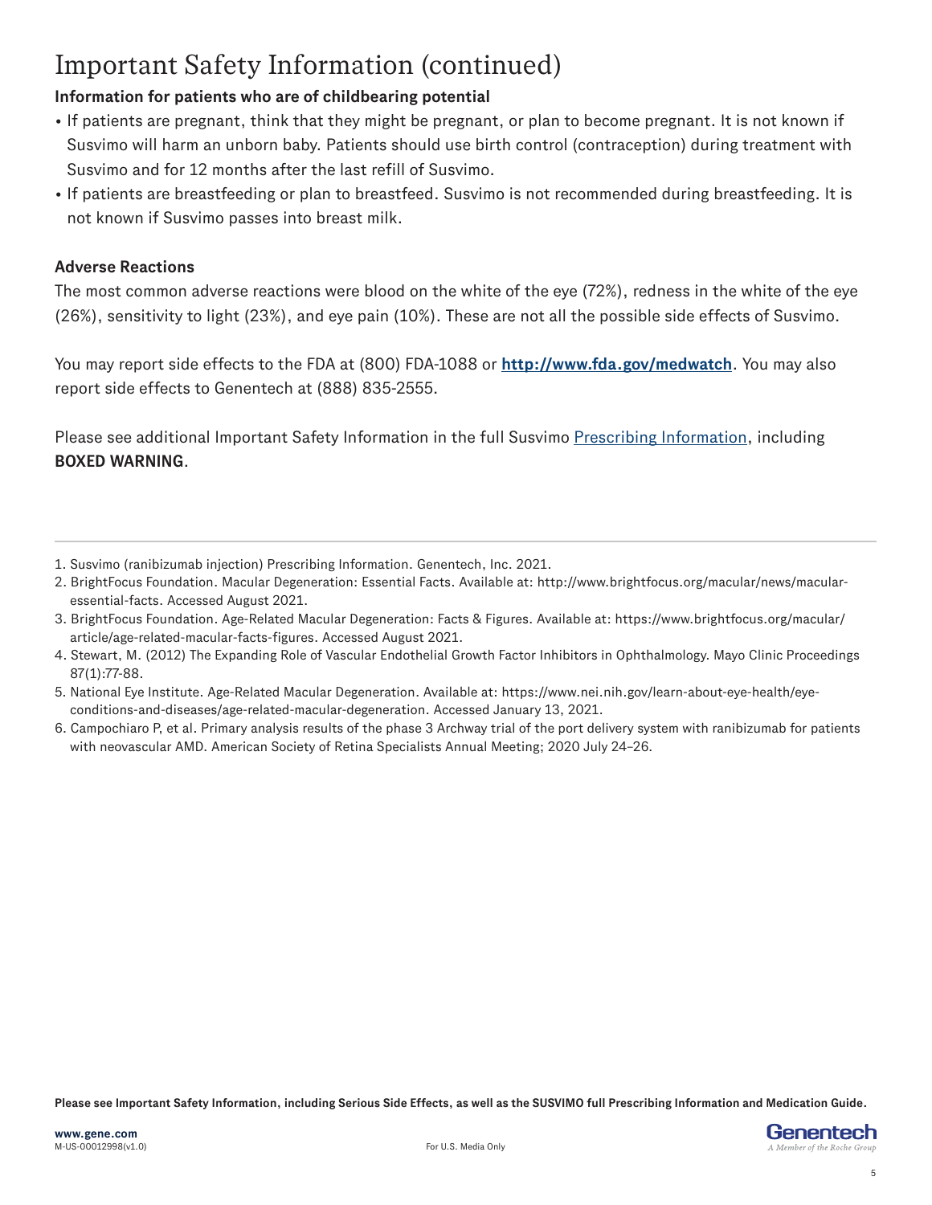# Important Safety Information (continued)

**Information for patients who are of childbearing potential**

- If patients are pregnant, think that they might be pregnant, or plan to become pregnant. It is not known if Susvimo will harm an unborn baby. Patients should use birth control (contraception) during treatment with Susvimo and for 12 months after the last refill of Susvimo.
- If patients are breastfeeding or plan to breastfeed. Susvimo is not recommended during breastfeeding. It is not known if Susvimo passes into breast milk.

**Adverse Reactions**

The most common adverse reactions were blood on the white of the eye (72%), redness in the white of the eye (26%), sensitivity to light (23%), and eye pain (10%). These are not all the possible side effects of Susvimo.

You may report side effects to the FDA at (800) FDA-1088 or **http://www.fda.gov/medwatch**. You may also report side effects to Genentech at (888) 835-2555.

Please see additional Important Safety Information in the full Susvimo Prescribing Information, including **BOXED WARNING**.

---

1. Susvimo (ranibizumab injection) Prescribing Information. Genentech, Inc. 2021.
2. BrightFocus Foundation. Macular Degeneration: Essential Facts. Available at: http://www.brightfocus.org/macular/news/macular-essential-facts. Accessed August 2021.
3. BrightFocus Foundation. Age-Related Macular Degeneration: Facts & Figures. Available at: https://www.brightfocus.org/macular/article/age-related-macular-facts-figures. Accessed August 2021.
4. Stewart, M. (2012) The Expanding Role of Vascular Endothelial Growth Factor Inhibitors in Ophthalmology. Mayo Clinic Proceedings 87(1):77-88.
5. National Eye Institute. Age-Related Macular Degeneration. Available at: https://www.nei.nih.gov/learn-about-eye-health/eye-conditions-and-diseases/age-related-macular-degeneration. Accessed January 13, 2021.
6. Campochiaro P, et al. Primary analysis results of the phase 3 Archway trial of the port delivery system with ranibizumab for patients with neovascular AMD. American Society of Retina Specialists Annual Meeting; 2020 July 24–26.

**Please see Important Safety Information, including Serious Side Effects, as well as the SUSVIMO full Prescribing Information and Medication Guide.**

**www.gene.com**
M-US-00012998(v1.0)

For U.S. Media Only

Genentech
A Member of the Roche Group